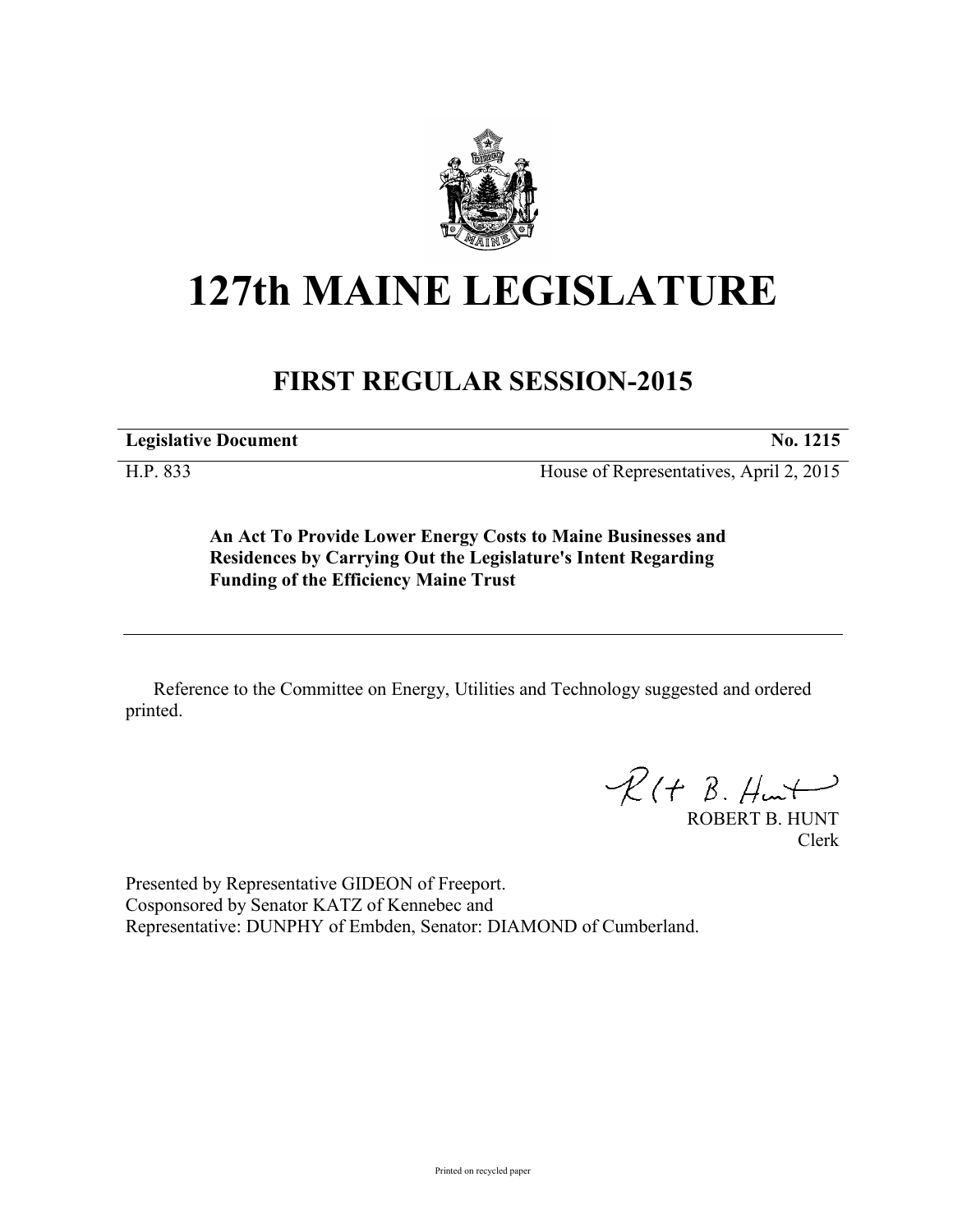# 127th MAINE LEGISLATURE

## FIRST REGULAR SESSION-2015

**Legislative Document** **No. 1215**

H.P. 833 House of Representatives, April 2, 2015

**An Act To Provide Lower Energy Costs to Maine Businesses and Residences by Carrying Out the Legislature's Intent Regarding Funding of the Efficiency Maine Trust**

---

Reference to the Committee on Energy, Utilities and Technology suggested and ordered printed.

ROBERT B. HUNT
Clerk

Presented by Representative GIDEON of Freeport.
Cosponsored by Senator KATZ of Kennebec and
Representative: DUNPHY of Embden, Senator: DIAMOND of Cumberland.

Printed on recycled paper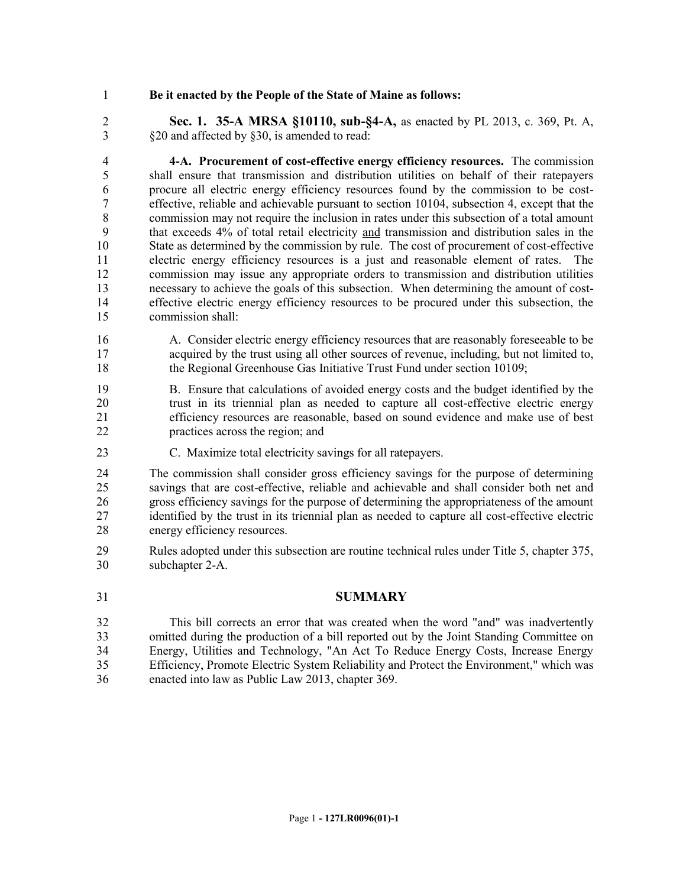**Be it enacted by the People of the State of Maine as follows:**

**Sec. 1. 35-A MRSA §10110, sub-§4-A,** as enacted by PL 2013, c. 369, Pt. A, §20 and affected by §30, is amended to read:

**4-A. Procurement of cost-effective energy efficiency resources.** The commission shall ensure that transmission and distribution utilities on behalf of their ratepayers procure all electric energy efficiency resources found by the commission to be cost-effective, reliable and achievable pursuant to section 10104, subsection 4, except that the commission may not require the inclusion in rates under this subsection of a total amount that exceeds 4% of total retail electricity <u>and</u> transmission and distribution sales in the State as determined by the commission by rule. The cost of procurement of cost-effective electric energy efficiency resources is a just and reasonable element of rates. The commission may issue any appropriate orders to transmission and distribution utilities necessary to achieve the goals of this subsection. When determining the amount of cost-effective electric energy efficiency resources to be procured under this subsection, the commission shall:

A. Consider electric energy efficiency resources that are reasonably foreseeable to be acquired by the trust using all other sources of revenue, including, but not limited to, the Regional Greenhouse Gas Initiative Trust Fund under section 10109;

B. Ensure that calculations of avoided energy costs and the budget identified by the trust in its triennial plan as needed to capture all cost-effective electric energy efficiency resources are reasonable, based on sound evidence and make use of best practices across the region; and

C. Maximize total electricity savings for all ratepayers.

The commission shall consider gross efficiency savings for the purpose of determining savings that are cost-effective, reliable and achievable and shall consider both net and gross efficiency savings for the purpose of determining the appropriateness of the amount identified by the trust in its triennial plan as needed to capture all cost-effective electric energy efficiency resources.

Rules adopted under this subsection are routine technical rules under Title 5, chapter 375, subchapter 2-A.

## SUMMARY

This bill corrects an error that was created when the word "and" was inadvertently omitted during the production of a bill reported out by the Joint Standing Committee on Energy, Utilities and Technology, "An Act To Reduce Energy Costs, Increase Energy Efficiency, Promote Electric System Reliability and Protect the Environment," which was enacted into law as Public Law 2013, chapter 369.